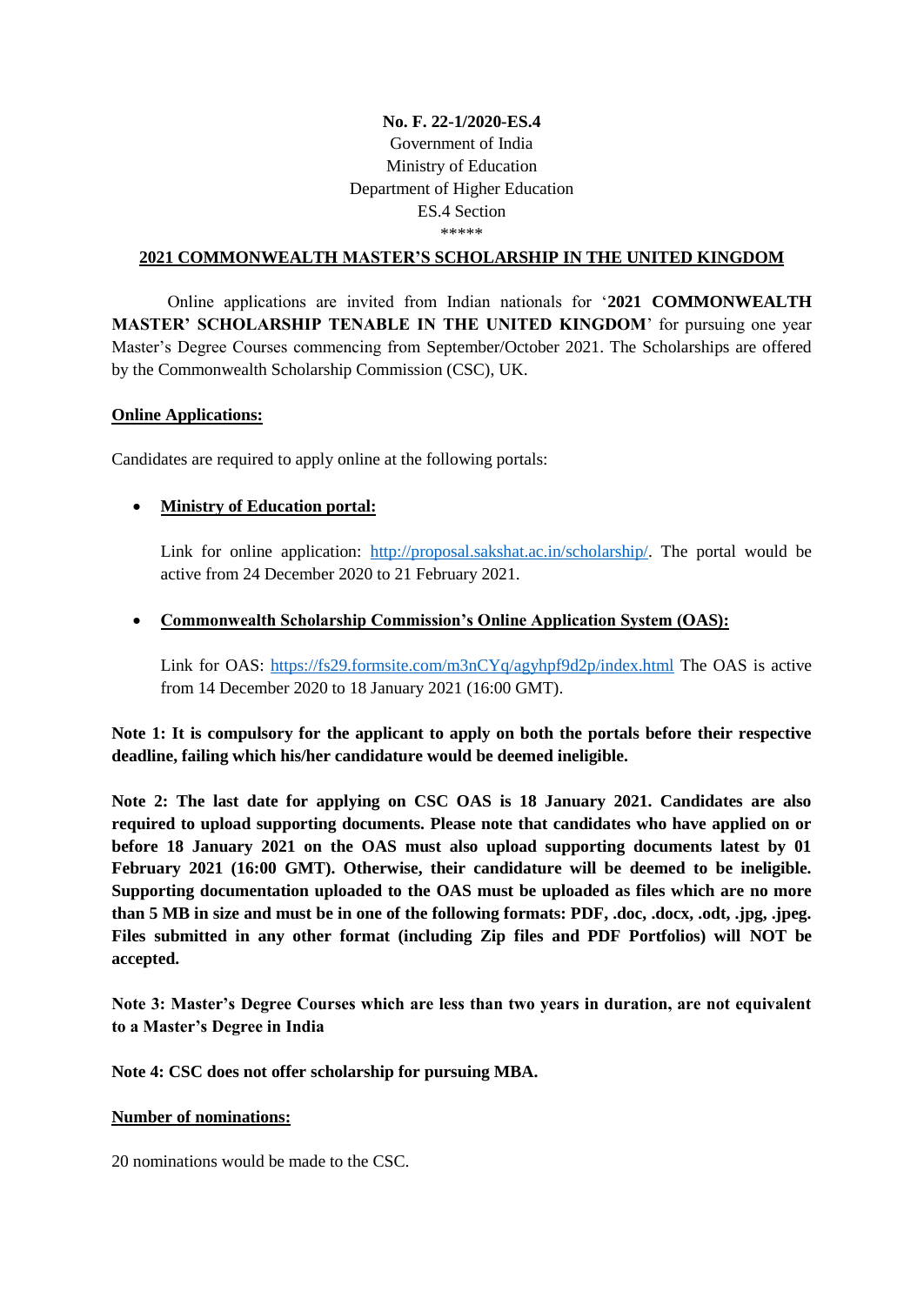**No. F. 22-1/2020-ES.4**

Government of India

Ministry of Education

Department of Higher Education

ES.4 Section

*****

**2021 COMMONWEALTH MASTER'S SCHOLARSHIP IN THE UNITED KINGDOM**

Online applications are invited from Indian nationals for '**2021 COMMONWEALTH MASTER' SCHOLARSHIP TENABLE IN THE UNITED KINGDOM**' for pursuing one year Master's Degree Courses commencing from September/October 2021. The Scholarships are offered by the Commonwealth Scholarship Commission (CSC), UK.

**Online Applications:**

Candidates are required to apply online at the following portals:

- **Ministry of Education portal:**

  Link for online application: http://proposal.sakshat.ac.in/scholarship/. The portal would be active from 24 December 2020 to 21 February 2021.

- **Commonwealth Scholarship Commission's Online Application System (OAS):**

  Link for OAS: https://fs29.formsite.com/m3nCYq/agyhpf9d2p/index.html The OAS is active from 14 December 2020 to 18 January 2021 (16:00 GMT).

**Note 1: It is compulsory for the applicant to apply on both the portals before their respective deadline, failing which his/her candidature would be deemed ineligible.**

**Note 2: The last date for applying on CSC OAS is 18 January 2021. Candidates are also required to upload supporting documents. Please note that candidates who have applied on or before 18 January 2021 on the OAS must also upload supporting documents latest by 01 February 2021 (16:00 GMT). Otherwise, their candidature will be deemed to be ineligible. Supporting documentation uploaded to the OAS must be uploaded as files which are no more than 5 MB in size and must be in one of the following formats: PDF, .doc, .docx, .odt, .jpg, .jpeg. Files submitted in any other format (including Zip files and PDF Portfolios) will NOT be accepted.**

**Note 3: Master's Degree Courses which are less than two years in duration, are not equivalent to a Master's Degree in India**

**Note 4: CSC does not offer scholarship for pursuing MBA.**

**Number of nominations:**

20 nominations would be made to the CSC.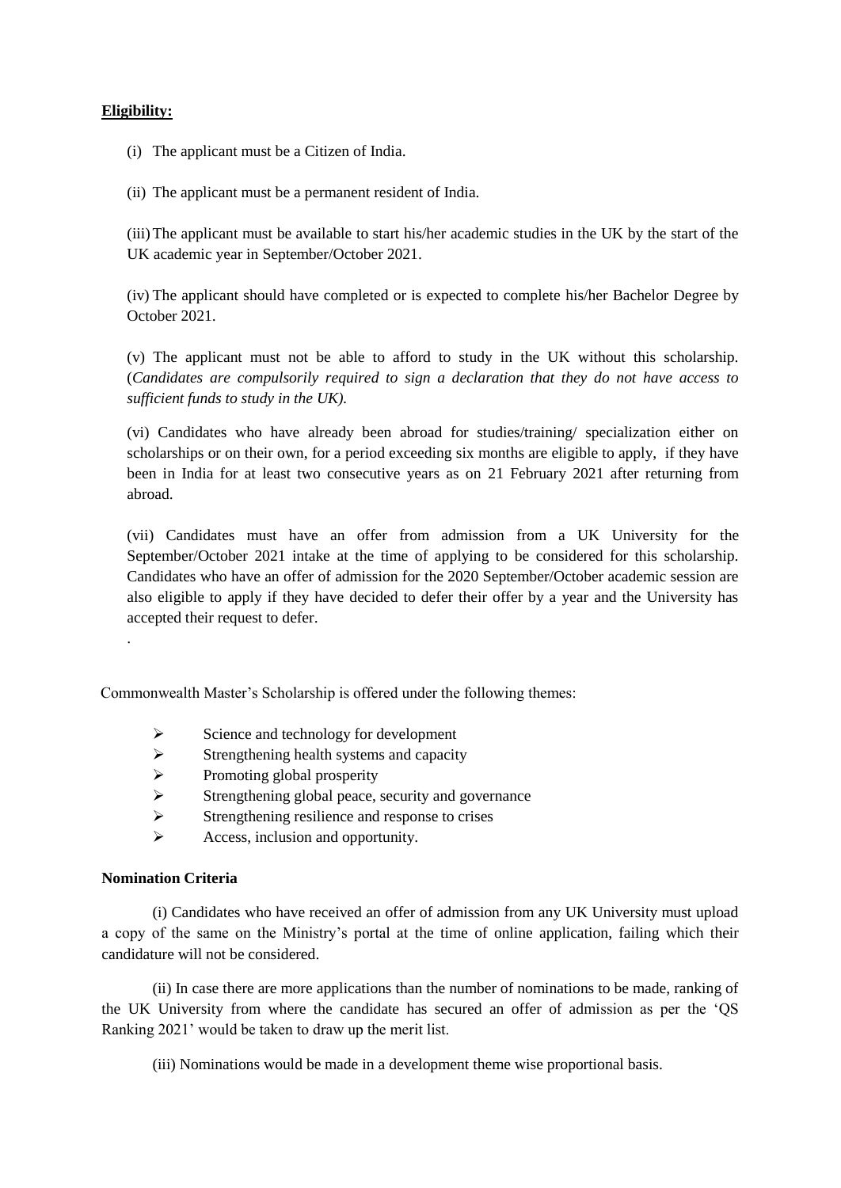**Eligibility:**

(i) The applicant must be a Citizen of India.

(ii) The applicant must be a permanent resident of India.

(iii) The applicant must be available to start his/her academic studies in the UK by the start of the UK academic year in September/October 2021.

(iv) The applicant should have completed or is expected to complete his/her Bachelor Degree by October 2021.

(v) The applicant must not be able to afford to study in the UK without this scholarship. (*Candidates are compulsorily required to sign a declaration that they do not have access to sufficient funds to study in the UK).*

(vi) Candidates who have already been abroad for studies/training/ specialization either on scholarships or on their own, for a period exceeding six months are eligible to apply, if they have been in India for at least two consecutive years as on 21 February 2021 after returning from abroad.

(vii) Candidates must have an offer from admission from a UK University for the September/October 2021 intake at the time of applying to be considered for this scholarship. Candidates who have an offer of admission for the 2020 September/October academic session are also eligible to apply if they have decided to defer their offer by a year and the University has accepted their request to defer.

.

Commonwealth Master's Scholarship is offered under the following themes:

- Science and technology for development
- Strengthening health systems and capacity
- Promoting global prosperity
- Strengthening global peace, security and governance
- Strengthening resilience and response to crises
- Access, inclusion and opportunity.

**Nomination Criteria**

(i) Candidates who have received an offer of admission from any UK University must upload a copy of the same on the Ministry's portal at the time of online application, failing which their candidature will not be considered.

(ii) In case there are more applications than the number of nominations to be made, ranking of the UK University from where the candidate has secured an offer of admission as per the 'QS Ranking 2021' would be taken to draw up the merit list.

(iii) Nominations would be made in a development theme wise proportional basis.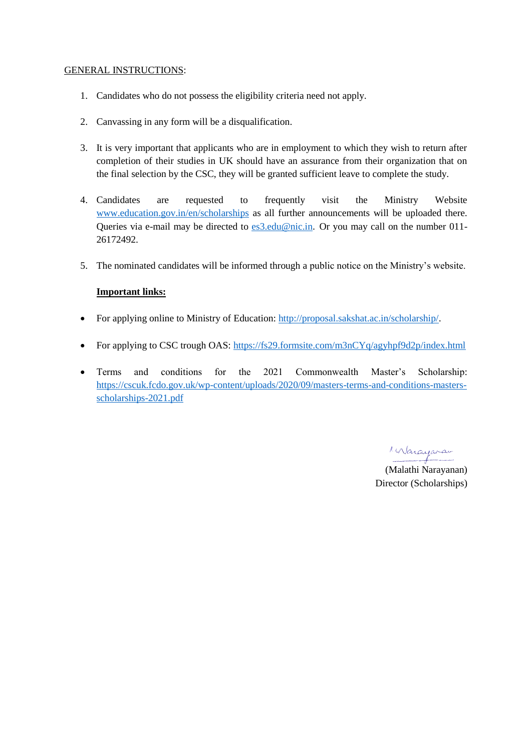<u>GENERAL INSTRUCTIONS</u>:

1. Candidates who do not possess the eligibility criteria need not apply.

2. Canvassing in any form will be a disqualification.

3. It is very important that applicants who are in employment to which they wish to return after completion of their studies in UK should have an assurance from their organization that on the final selection by the CSC, they will be granted sufficient leave to complete the study.

4. Candidates are requested to frequently visit the Ministry Website [www.education.gov.in/en/scholarships](http://www.education.gov.in/en/scholarships) as all further announcements will be uploaded there. Queries via e-mail may be directed to [es3.edu@nic.in](mailto:es3.edu@nic.in). Or you may call on the number 011-26172492.

5. The nominated candidates will be informed through a public notice on the Ministry's website.

**<u>Important links:</u>**

- For applying online to Ministry of Education: [http://proposal.sakshat.ac.in/scholarship/](http://proposal.sakshat.ac.in/scholarship/).

- For applying to CSC trough OAS: [https://fs29.formsite.com/m3nCYq/agyhpf9d2p/index.html](https://fs29.formsite.com/m3nCYq/agyhpf9d2p/index.html)

- Terms and conditions for the 2021 Commonwealth Master's Scholarship: [https://cscuk.fcdo.gov.uk/wp-content/uploads/2020/09/masters-terms-and-conditions-masters-scholarships-2021.pdf](https://cscuk.fcdo.gov.uk/wp-content/uploads/2020/09/masters-terms-and-conditions-masters-scholarships-2021.pdf)

(Malathi Narayanan)
Director (Scholarships)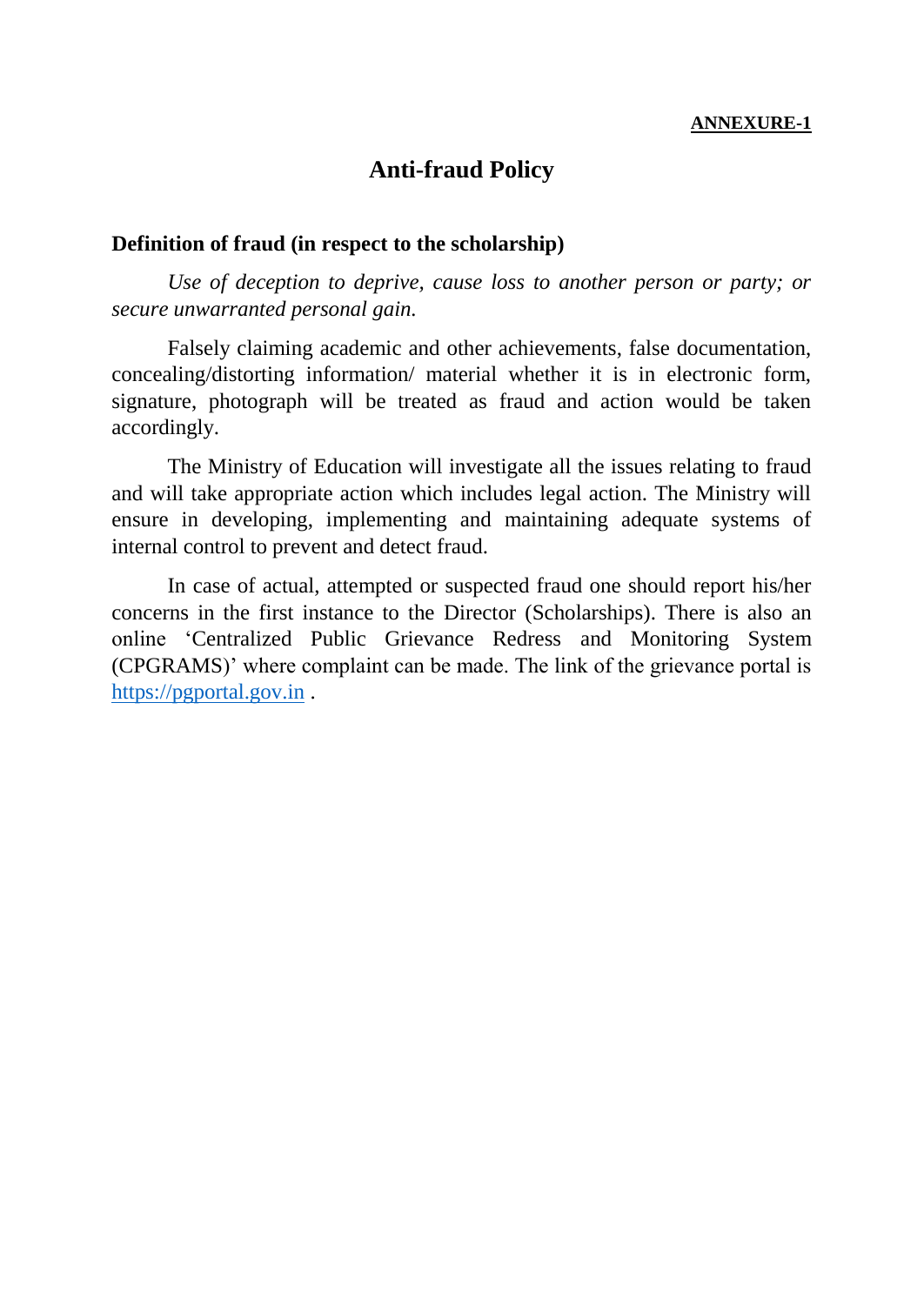**ANNEXURE-1**

# Anti-fraud Policy

### Definition of fraud (in respect to the scholarship)

*Use of deception to deprive, cause loss to another person or party; or secure unwarranted personal gain.*

Falsely claiming academic and other achievements, false documentation, concealing/distorting information/ material whether it is in electronic form, signature, photograph will be treated as fraud and action would be taken accordingly.

The Ministry of Education will investigate all the issues relating to fraud and will take appropriate action which includes legal action. The Ministry will ensure in developing, implementing and maintaining adequate systems of internal control to prevent and detect fraud.

In case of actual, attempted or suspected fraud one should report his/her concerns in the first instance to the Director (Scholarships). There is also an online 'Centralized Public Grievance Redress and Monitoring System (CPGRAMS)' where complaint can be made. The link of the grievance portal is [https://pgportal.gov.in](https://pgportal.gov.in) .